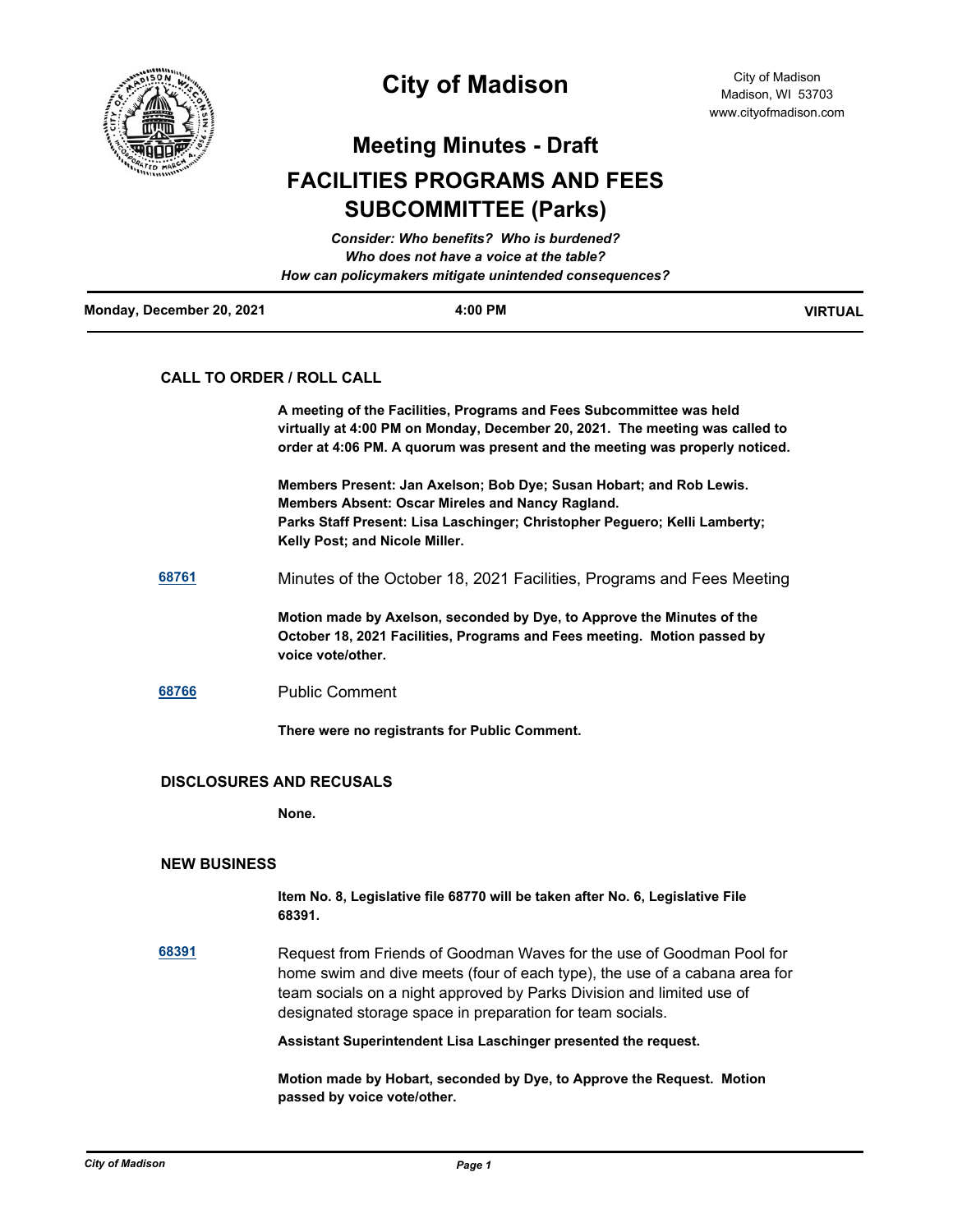# City of Madison

City of Madison
Madison, WI 53703
www.cityofmadison.com

## Meeting Minutes - Draft

## FACILITIES PROGRAMS AND FEES SUBCOMMITTEE (Parks)

*Consider: Who benefits? Who is burdened?*
*Who does not have a voice at the table?*
*How can policymakers mitigate unintended consequences?*

**Monday, December 20, 2021** | **4:00 PM** | **VIRTUAL**

---

### CALL TO ORDER / ROLL CALL

**A meeting of the Facilities, Programs and Fees Subcommittee was held virtually at 4:00 PM on Monday, December 20, 2021. The meeting was called to order at 4:06 PM. A quorum was present and the meeting was properly noticed.**

**Members Present: Jan Axelson; Bob Dye; Susan Hobart; and Rob Lewis.**
**Members Absent: Oscar Mireles and Nancy Ragland.**
**Parks Staff Present: Lisa Laschinger; Christopher Peguero; Kelli Lamberty; Kelly Post; and Nicole Miller.**

**68761** Minutes of the October 18, 2021 Facilities, Programs and Fees Meeting

**Motion made by Axelson, seconded by Dye, to Approve the Minutes of the October 18, 2021 Facilities, Programs and Fees meeting. Motion passed by voice vote/other.**

**68766** Public Comment

**There were no registrants for Public Comment.**

### DISCLOSURES AND RECUSALS

**None.**

### NEW BUSINESS

**Item No. 8, Legislative file 68770 will be taken after No. 6, Legislative File 68391.**

**68391** Request from Friends of Goodman Waves for the use of Goodman Pool for home swim and dive meets (four of each type), the use of a cabana area for team socials on a night approved by Parks Division and limited use of designated storage space in preparation for team socials.

**Assistant Superintendent Lisa Laschinger presented the request.**

**Motion made by Hobart, seconded by Dye, to Approve the Request. Motion passed by voice vote/other.**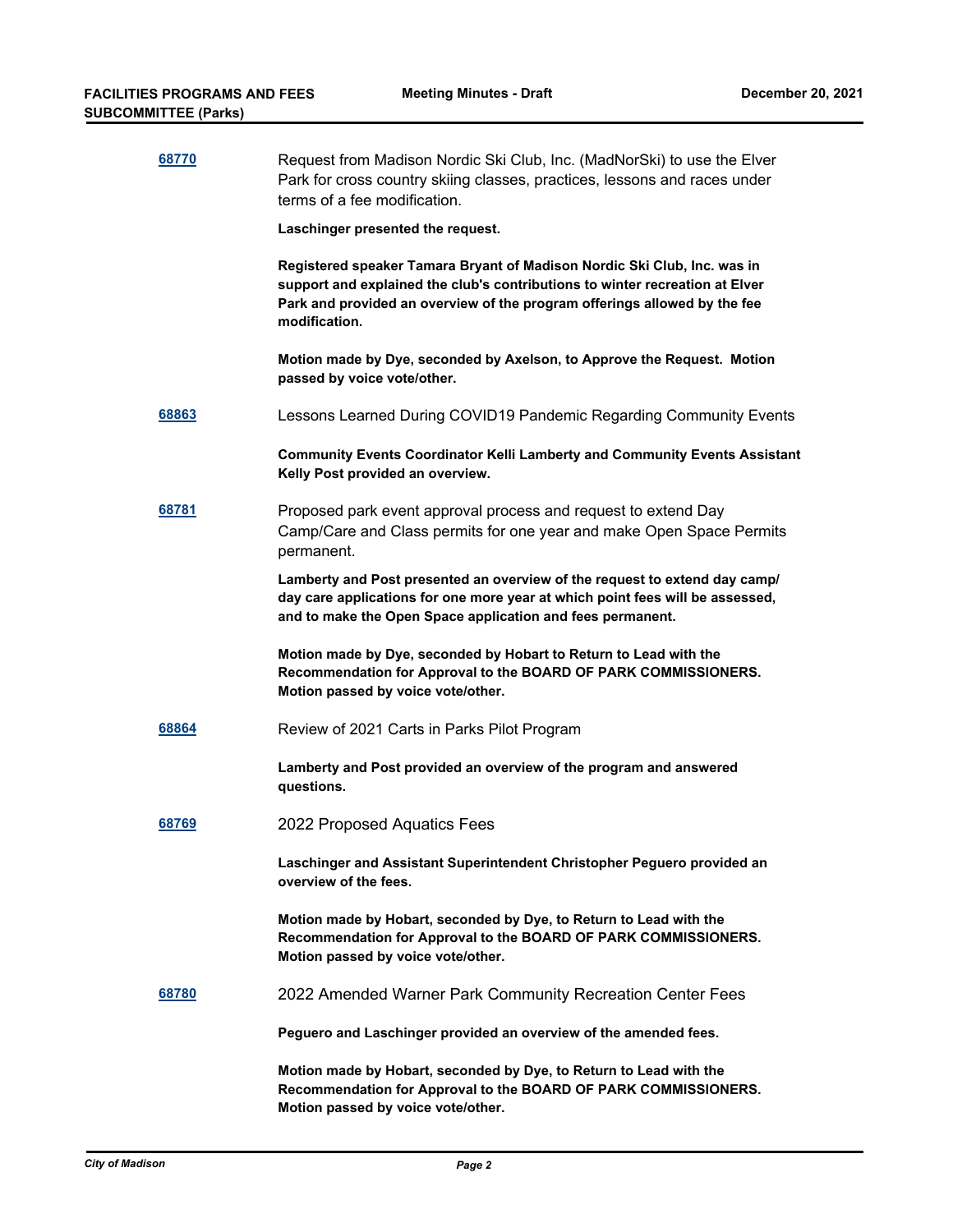**68770** Request from Madison Nordic Ski Club, Inc. (MadNorSki) to use the Elver Park for cross country skiing classes, practices, lessons and races under terms of a fee modification.

**Laschinger presented the request.**

**Registered speaker Tamara Bryant of Madison Nordic Ski Club, Inc. was in support and explained the club's contributions to winter recreation at Elver Park and provided an overview of the program offerings allowed by the fee modification.**

**Motion made by Dye, seconded by Axelson, to Approve the Request. Motion passed by voice vote/other.**

**68863** Lessons Learned During COVID19 Pandemic Regarding Community Events

**Community Events Coordinator Kelli Lamberty and Community Events Assistant Kelly Post provided an overview.**

**68781** Proposed park event approval process and request to extend Day Camp/Care and Class permits for one year and make Open Space Permits permanent.

**Lamberty and Post presented an overview of the request to extend day camp/ day care applications for one more year at which point fees will be assessed, and to make the Open Space application and fees permanent.**

**Motion made by Dye, seconded by Hobart to Return to Lead with the Recommendation for Approval to the BOARD OF PARK COMMISSIONERS. Motion passed by voice vote/other.**

**68864** Review of 2021 Carts in Parks Pilot Program

**Lamberty and Post provided an overview of the program and answered questions.**

**68769** 2022 Proposed Aquatics Fees

**Laschinger and Assistant Superintendent Christopher Peguero provided an overview of the fees.**

**Motion made by Hobart, seconded by Dye, to Return to Lead with the Recommendation for Approval to the BOARD OF PARK COMMISSIONERS. Motion passed by voice vote/other.**

**68780** 2022 Amended Warner Park Community Recreation Center Fees

**Peguero and Laschinger provided an overview of the amended fees.**

**Motion made by Hobart, seconded by Dye, to Return to Lead with the Recommendation for Approval to the BOARD OF PARK COMMISSIONERS. Motion passed by voice vote/other.**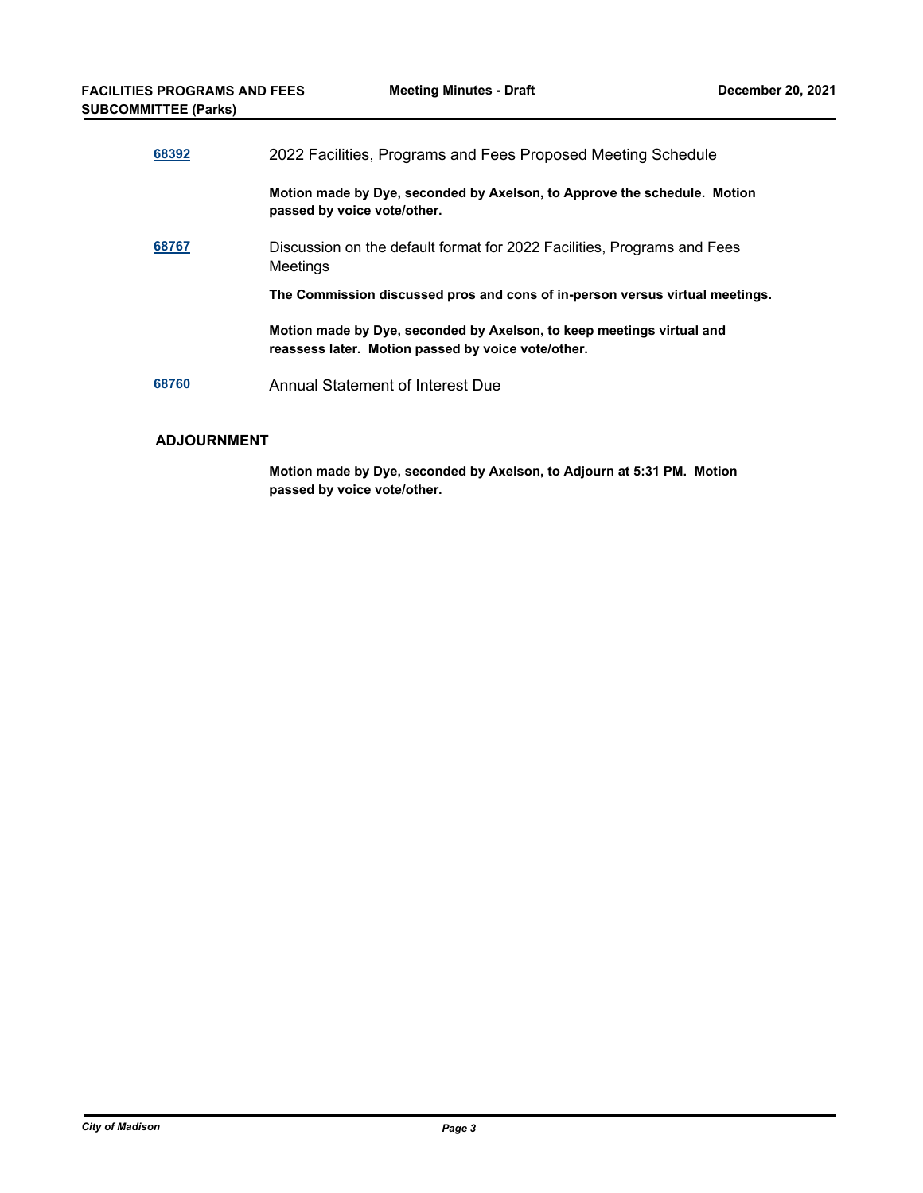**68392** 2022 Facilities, Programs and Fees Proposed Meeting Schedule

**Motion made by Dye, seconded by Axelson, to Approve the schedule. Motion passed by voice vote/other.**

**68767** Discussion on the default format for 2022 Facilities, Programs and Fees Meetings

**The Commission discussed pros and cons of in-person versus virtual meetings.**

**Motion made by Dye, seconded by Axelson, to keep meetings virtual and reassess later. Motion passed by voice vote/other.**

**68760** Annual Statement of Interest Due

## ADJOURNMENT

**Motion made by Dye, seconded by Axelson, to Adjourn at 5:31 PM. Motion passed by voice vote/other.**